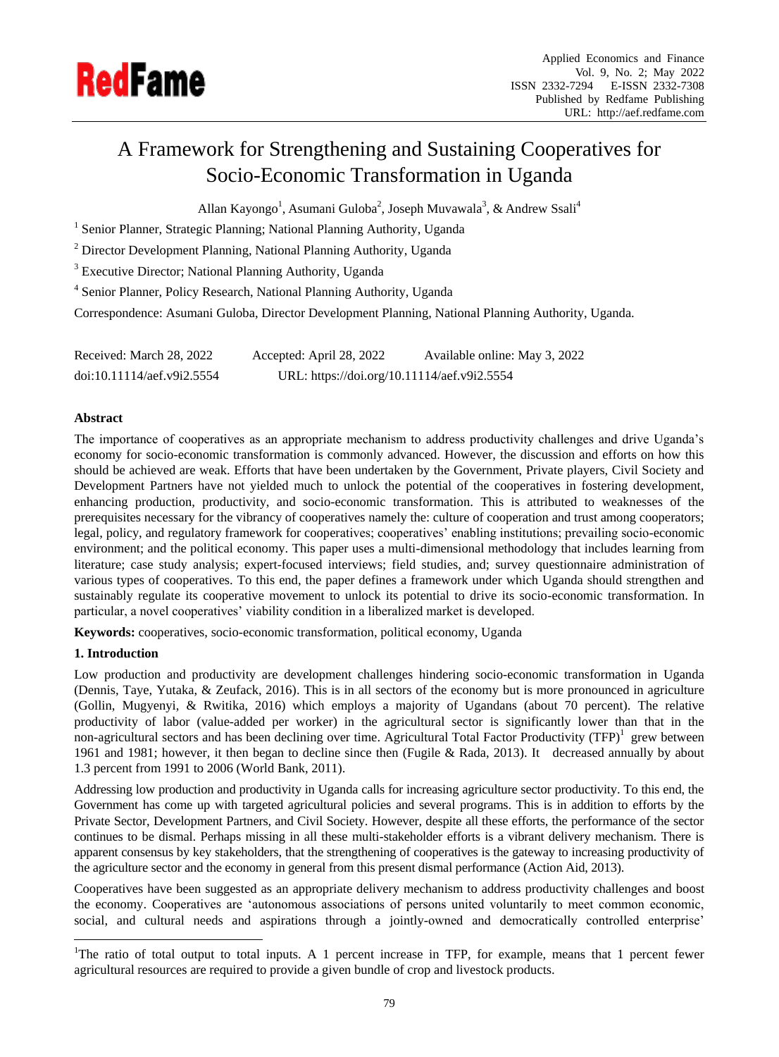# A Framework for Strengthening and Sustaining Cooperatives for Socio-Economic Transformation in Uganda

Allan Kayongo[1], Asumani Guloba[2], Joseph Muvawala[3], & Andrew Ssali[4]

[1] Senior Planner, Strategic Planning; National Planning Authority, Uganda

[2] Director Development Planning, National Planning Authority, Uganda

[3] Executive Director; National Planning Authority, Uganda

[4] Senior Planner, Policy Research, National Planning Authority, Uganda

Correspondence: Asumani Guloba, Director Development Planning, National Planning Authority, Uganda.

Received: March 28, 2022  Accepted: April 28, 2022  Available online: May 3, 2022

doi:10.11114/aef.v9i2.5554  URL: https://doi.org/10.11114/aef.v9i2.5554

## Abstract

The importance of cooperatives as an appropriate mechanism to address productivity challenges and drive Uganda's economy for socio-economic transformation is commonly advanced. However, the discussion and efforts on how this should be achieved are weak. Efforts that have been undertaken by the Government, Private players, Civil Society and Development Partners have not yielded much to unlock the potential of the cooperatives in fostering development, enhancing production, productivity, and socio-economic transformation. This is attributed to weaknesses of the prerequisites necessary for the vibrancy of cooperatives namely the: culture of cooperation and trust among cooperators; legal, policy, and regulatory framework for cooperatives; cooperatives' enabling institutions; prevailing socio-economic environment; and the political economy. This paper uses a multi-dimensional methodology that includes learning from literature; case study analysis; expert-focused interviews; field studies, and; survey questionnaire administration of various types of cooperatives. To this end, the paper defines a framework under which Uganda should strengthen and sustainably regulate its cooperative movement to unlock its potential to drive its socio-economic transformation. In particular, a novel cooperatives' viability condition in a liberalized market is developed.

**Keywords:** cooperatives, socio-economic transformation, political economy, Uganda

## 1. Introduction

Low production and productivity are development challenges hindering socio-economic transformation in Uganda (Dennis, Taye, Yutaka, & Zeufack, 2016). This is in all sectors of the economy but is more pronounced in agriculture (Gollin, Mugyenyi, & Rwitika, 2016) which employs a majority of Ugandans (about 70 percent). The relative productivity of labor (value-added per worker) in the agricultural sector is significantly lower than that in the non-agricultural sectors and has been declining over time. Agricultural Total Factor Productivity (TFP)[1] grew between 1961 and 1981; however, it then began to decline since then (Fugile & Rada, 2013). It decreased annually by about 1.3 percent from 1991 to 2006 (World Bank, 2011).

Addressing low production and productivity in Uganda calls for increasing agriculture sector productivity. To this end, the Government has come up with targeted agricultural policies and several programs. This is in addition to efforts by the Private Sector, Development Partners, and Civil Society. However, despite all these efforts, the performance of the sector continues to be dismal. Perhaps missing in all these multi-stakeholder efforts is a vibrant delivery mechanism. There is apparent consensus by key stakeholders, that the strengthening of cooperatives is the gateway to increasing productivity of the agriculture sector and the economy in general from this present dismal performance (Action Aid, 2013).

Cooperatives have been suggested as an appropriate delivery mechanism to address productivity challenges and boost the economy. Cooperatives are 'autonomous associations of persons united voluntarily to meet common economic, social, and cultural needs and aspirations through a jointly-owned and democratically controlled enterprise'

[1] The ratio of total output to total inputs. A 1 percent increase in TFP, for example, means that 1 percent fewer agricultural resources are required to provide a given bundle of crop and livestock products.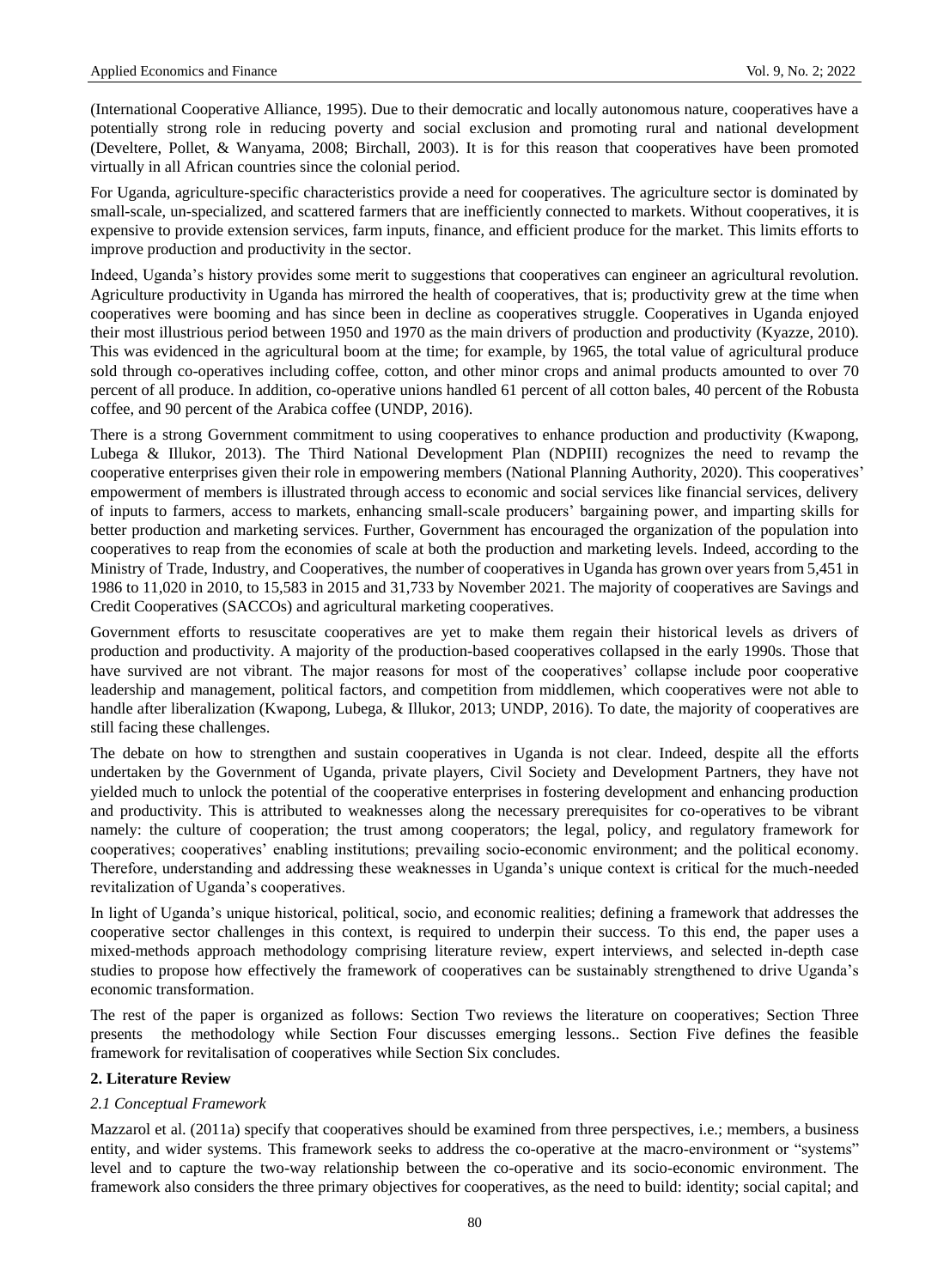(International Cooperative Alliance, 1995). Due to their democratic and locally autonomous nature, cooperatives have a potentially strong role in reducing poverty and social exclusion and promoting rural and national development (Develtere, Pollet, & Wanyama, 2008; Birchall, 2003). It is for this reason that cooperatives have been promoted virtually in all African countries since the colonial period.

For Uganda, agriculture-specific characteristics provide a need for cooperatives. The agriculture sector is dominated by small-scale, un-specialized, and scattered farmers that are inefficiently connected to markets. Without cooperatives, it is expensive to provide extension services, farm inputs, finance, and efficient produce for the market. This limits efforts to improve production and productivity in the sector.

Indeed, Uganda's history provides some merit to suggestions that cooperatives can engineer an agricultural revolution. Agriculture productivity in Uganda has mirrored the health of cooperatives, that is; productivity grew at the time when cooperatives were booming and has since been in decline as cooperatives struggle. Cooperatives in Uganda enjoyed their most illustrious period between 1950 and 1970 as the main drivers of production and productivity (Kyazze, 2010). This was evidenced in the agricultural boom at the time; for example, by 1965, the total value of agricultural produce sold through co-operatives including coffee, cotton, and other minor crops and animal products amounted to over 70 percent of all produce. In addition, co-operative unions handled 61 percent of all cotton bales, 40 percent of the Robusta coffee, and 90 percent of the Arabica coffee (UNDP, 2016).

There is a strong Government commitment to using cooperatives to enhance production and productivity (Kwapong, Lubega & Illukor, 2013). The Third National Development Plan (NDPIII) recognizes the need to revamp the cooperative enterprises given their role in empowering members (National Planning Authority, 2020). This cooperatives' empowerment of members is illustrated through access to economic and social services like financial services, delivery of inputs to farmers, access to markets, enhancing small-scale producers' bargaining power, and imparting skills for better production and marketing services. Further, Government has encouraged the organization of the population into cooperatives to reap from the economies of scale at both the production and marketing levels. Indeed, according to the Ministry of Trade, Industry, and Cooperatives, the number of cooperatives in Uganda has grown over years from 5,451 in 1986 to 11,020 in 2010, to 15,583 in 2015 and 31,733 by November 2021. The majority of cooperatives are Savings and Credit Cooperatives (SACCOs) and agricultural marketing cooperatives.

Government efforts to resuscitate cooperatives are yet to make them regain their historical levels as drivers of production and productivity. A majority of the production-based cooperatives collapsed in the early 1990s. Those that have survived are not vibrant. The major reasons for most of the cooperatives' collapse include poor cooperative leadership and management, political factors, and competition from middlemen, which cooperatives were not able to handle after liberalization (Kwapong, Lubega, & Illukor, 2013; UNDP, 2016). To date, the majority of cooperatives are still facing these challenges.

The debate on how to strengthen and sustain cooperatives in Uganda is not clear. Indeed, despite all the efforts undertaken by the Government of Uganda, private players, Civil Society and Development Partners, they have not yielded much to unlock the potential of the cooperative enterprises in fostering development and enhancing production and productivity. This is attributed to weaknesses along the necessary prerequisites for co-operatives to be vibrant namely: the culture of cooperation; the trust among cooperators; the legal, policy, and regulatory framework for cooperatives; cooperatives' enabling institutions; prevailing socio-economic environment; and the political economy. Therefore, understanding and addressing these weaknesses in Uganda's unique context is critical for the much-needed revitalization of Uganda's cooperatives.

In light of Uganda's unique historical, political, socio, and economic realities; defining a framework that addresses the cooperative sector challenges in this context, is required to underpin their success. To this end, the paper uses a mixed-methods approach methodology comprising literature review, expert interviews, and selected in-depth case studies to propose how effectively the framework of cooperatives can be sustainably strengthened to drive Uganda's economic transformation.

The rest of the paper is organized as follows: Section Two reviews the literature on cooperatives; Section Three presents the methodology while Section Four discusses emerging lessons.. Section Five defines the feasible framework for revitalisation of cooperatives while Section Six concludes.

## 2. Literature Review

### *2.1 Conceptual Framework*

Mazzarol et al. (2011a) specify that cooperatives should be examined from three perspectives, i.e.; members, a business entity, and wider systems. This framework seeks to address the co-operative at the macro-environment or "systems" level and to capture the two-way relationship between the co-operative and its socio-economic environment. The framework also considers the three primary objectives for cooperatives, as the need to build: identity; social capital; and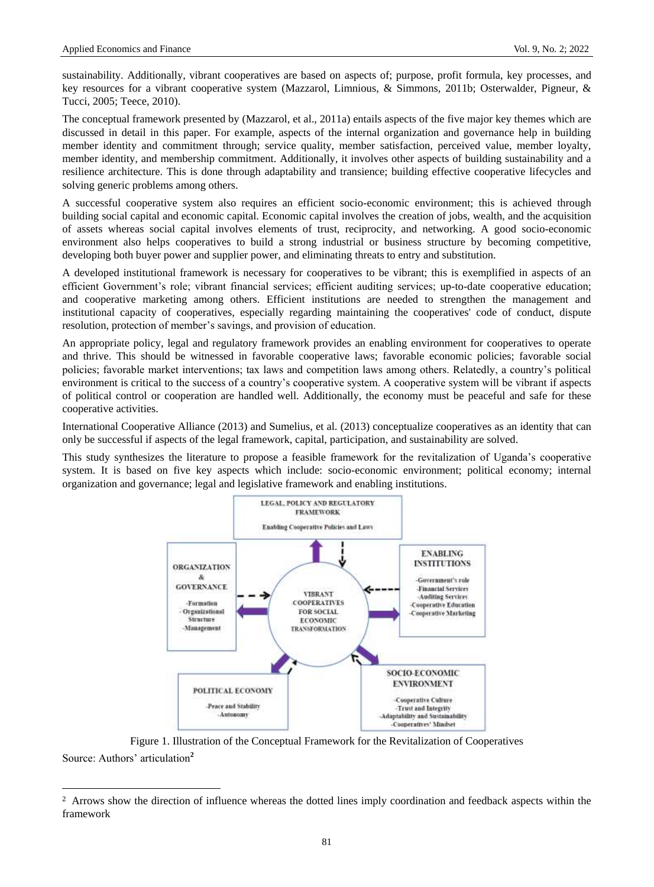sustainability. Additionally, vibrant cooperatives are based on aspects of; purpose, profit formula, key processes, and key resources for a vibrant cooperative system (Mazzarol, Limnious, & Simmons, 2011b; Osterwalder, Pigneur, & Tucci, 2005; Teece, 2010).

The conceptual framework presented by (Mazzarol, et al., 2011a) entails aspects of the five major key themes which are discussed in detail in this paper. For example, aspects of the internal organization and governance help in building member identity and commitment through; service quality, member satisfaction, perceived value, member loyalty, member identity, and membership commitment. Additionally, it involves other aspects of building sustainability and a resilience architecture. This is done through adaptability and transience; building effective cooperative lifecycles and solving generic problems among others.

A successful cooperative system also requires an efficient socio-economic environment; this is achieved through building social capital and economic capital. Economic capital involves the creation of jobs, wealth, and the acquisition of assets whereas social capital involves elements of trust, reciprocity, and networking. A good socio-economic environment also helps cooperatives to build a strong industrial or business structure by becoming competitive, developing both buyer power and supplier power, and eliminating threats to entry and substitution.

A developed institutional framework is necessary for cooperatives to be vibrant; this is exemplified in aspects of an efficient Government's role; vibrant financial services; efficient auditing services; up-to-date cooperative education; and cooperative marketing among others. Efficient institutions are needed to strengthen the management and institutional capacity of cooperatives, especially regarding maintaining the cooperatives' code of conduct, dispute resolution, protection of member's savings, and provision of education.

An appropriate policy, legal and regulatory framework provides an enabling environment for cooperatives to operate and thrive. This should be witnessed in favorable cooperative laws; favorable economic policies; favorable social policies; favorable market interventions; tax laws and competition laws among others. Relatedly, a country's political environment is critical to the success of a country's cooperative system. A cooperative system will be vibrant if aspects of political control or cooperation are handled well. Additionally, the economy must be peaceful and safe for these cooperative activities.

International Cooperative Alliance (2013) and Sumelius, et al. (2013) conceptualize cooperatives as an identity that can only be successful if aspects of the legal framework, capital, participation, and sustainability are solved.

This study synthesizes the literature to propose a feasible framework for the revitalization of Uganda's cooperative system. It is based on five key aspects which include: socio-economic environment; political economy; internal organization and governance; legal and legislative framework and enabling institutions.

LEGAL, POLICY AND REGULATORY FRAMEWORK

Enabling Cooperative Policies and Laws

ORGANIZATION & GOVERNANCE

- Formation
- Organizational Structure
- Management

VIBRANT COOPERATIVES FOR SOCIAL ECONOMIC TRANSFORMATION

ENABLING INSTITUTIONS

- Government's role
- Financial Services
- Auditing Services
- Cooperative Education
- Cooperative Marketing

POLITICAL ECONOMY

- Peace and Stability
- Autonomy

SOCIO-ECONOMIC ENVIRONMENT

- Cooperative Culture
- Trust and Integrity
- Adaptability and Sustainability
- Cooperatives' Mindset

Figure 1. Illustration of the Conceptual Framework for the Revitalization of Cooperatives

Source: Authors' articulation[2]

[2] Arrows show the direction of influence whereas the dotted lines imply coordination and feedback aspects within the framework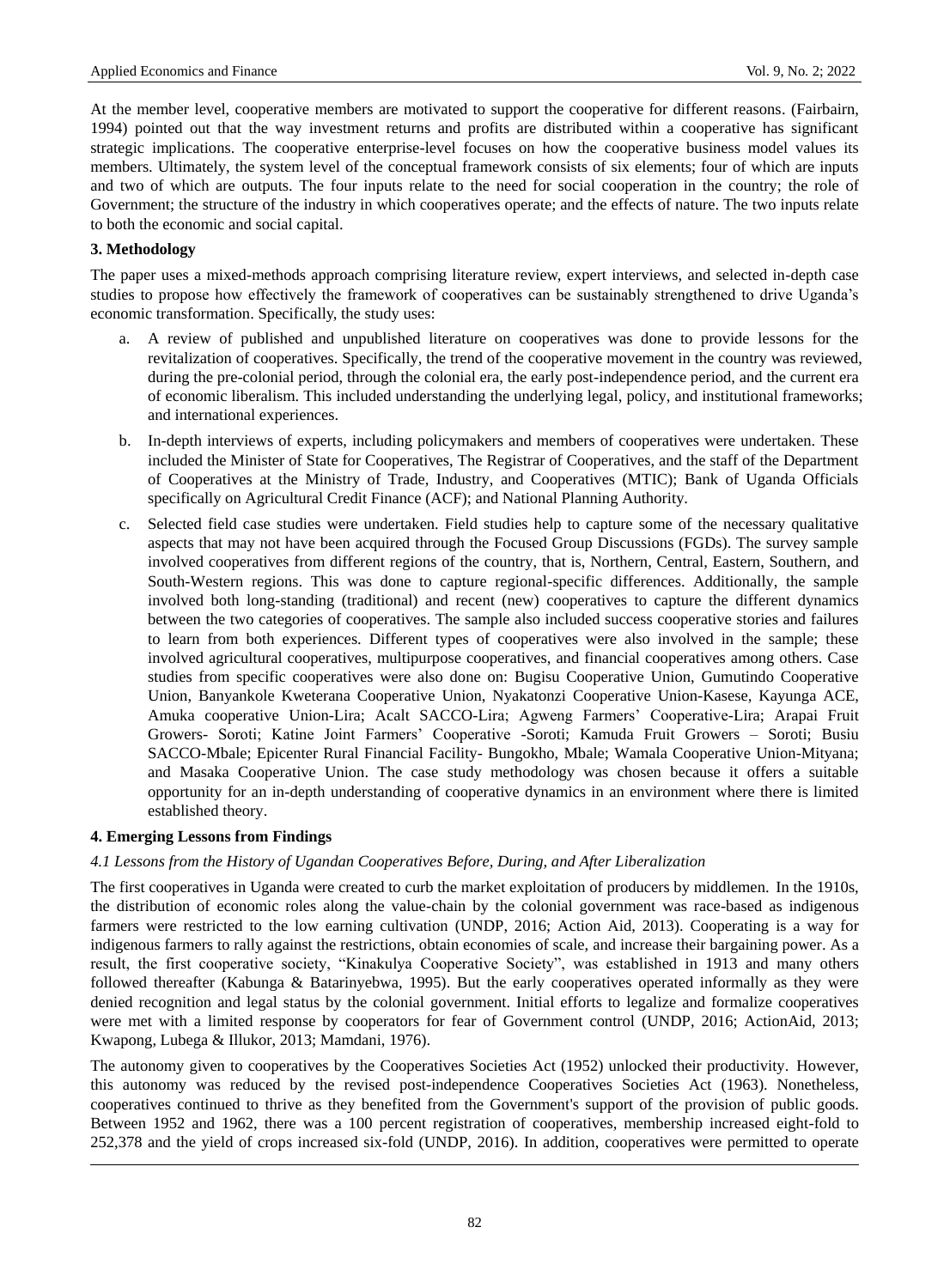At the member level, cooperative members are motivated to support the cooperative for different reasons. (Fairbairn, 1994) pointed out that the way investment returns and profits are distributed within a cooperative has significant strategic implications. The cooperative enterprise-level focuses on how the cooperative business model values its members. Ultimately, the system level of the conceptual framework consists of six elements; four of which are inputs and two of which are outputs. The four inputs relate to the need for social cooperation in the country; the role of Government; the structure of the industry in which cooperatives operate; and the effects of nature. The two inputs relate to both the economic and social capital.

## 3. Methodology

The paper uses a mixed-methods approach comprising literature review, expert interviews, and selected in-depth case studies to propose how effectively the framework of cooperatives can be sustainably strengthened to drive Uganda's economic transformation. Specifically, the study uses:

a. A review of published and unpublished literature on cooperatives was done to provide lessons for the revitalization of cooperatives. Specifically, the trend of the cooperative movement in the country was reviewed, during the pre-colonial period, through the colonial era, the early post-independence period, and the current era of economic liberalism. This included understanding the underlying legal, policy, and institutional frameworks; and international experiences.

b. In-depth interviews of experts, including policymakers and members of cooperatives were undertaken. These included the Minister of State for Cooperatives, The Registrar of Cooperatives, and the staff of the Department of Cooperatives at the Ministry of Trade, Industry, and Cooperatives (MTIC); Bank of Uganda Officials specifically on Agricultural Credit Finance (ACF); and National Planning Authority.

c. Selected field case studies were undertaken. Field studies help to capture some of the necessary qualitative aspects that may not have been acquired through the Focused Group Discussions (FGDs). The survey sample involved cooperatives from different regions of the country, that is, Northern, Central, Eastern, Southern, and South-Western regions. This was done to capture regional-specific differences. Additionally, the sample involved both long-standing (traditional) and recent (new) cooperatives to capture the different dynamics between the two categories of cooperatives. The sample also included success cooperative stories and failures to learn from both experiences. Different types of cooperatives were also involved in the sample; these involved agricultural cooperatives, multipurpose cooperatives, and financial cooperatives among others. Case studies from specific cooperatives were also done on: Bugisu Cooperative Union, Gumutindo Cooperative Union, Banyankole Kweterana Cooperative Union, Nyakatonzi Cooperative Union-Kasese, Kayunga ACE, Amuka cooperative Union-Lira; Acalt SACCO-Lira; Agweng Farmers' Cooperative-Lira; Arapai Fruit Growers- Soroti; Katine Joint Farmers' Cooperative -Soroti; Kamuda Fruit Growers – Soroti; Busiu SACCO-Mbale; Epicenter Rural Financial Facility- Bungokho, Mbale; Wamala Cooperative Union-Mityana; and Masaka Cooperative Union. The case study methodology was chosen because it offers a suitable opportunity for an in-depth understanding of cooperative dynamics in an environment where there is limited established theory.

## 4. Emerging Lessons from Findings

### *4.1 Lessons from the History of Ugandan Cooperatives Before, During, and After Liberalization*

The first cooperatives in Uganda were created to curb the market exploitation of producers by middlemen. In the 1910s, the distribution of economic roles along the value-chain by the colonial government was race-based as indigenous farmers were restricted to the low earning cultivation (UNDP, 2016; Action Aid, 2013). Cooperating is a way for indigenous farmers to rally against the restrictions, obtain economies of scale, and increase their bargaining power. As a result, the first cooperative society, "Kinakulya Cooperative Society", was established in 1913 and many others followed thereafter (Kabunga & Batarinyebwa, 1995). But the early cooperatives operated informally as they were denied recognition and legal status by the colonial government. Initial efforts to legalize and formalize cooperatives were met with a limited response by cooperators for fear of Government control (UNDP, 2016; ActionAid, 2013; Kwapong, Lubega & Illukor, 2013; Mamdani, 1976).

The autonomy given to cooperatives by the Cooperatives Societies Act (1952) unlocked their productivity. However, this autonomy was reduced by the revised post-independence Cooperatives Societies Act (1963). Nonetheless, cooperatives continued to thrive as they benefited from the Government's support of the provision of public goods. Between 1952 and 1962, there was a 100 percent registration of cooperatives, membership increased eight-fold to 252,378 and the yield of crops increased six-fold (UNDP, 2016). In addition, cooperatives were permitted to operate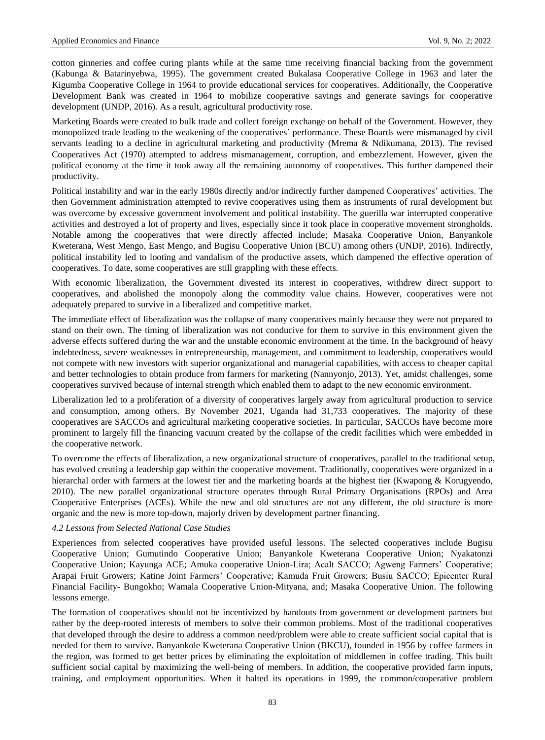cotton ginneries and coffee curing plants while at the same time receiving financial backing from the government (Kabunga & Batarinyebwa, 1995). The government created Bukalasa Cooperative College in 1963 and later the Kigumba Cooperative College in 1964 to provide educational services for cooperatives. Additionally, the Cooperative Development Bank was created in 1964 to mobilize cooperative savings and generate savings for cooperative development (UNDP, 2016). As a result, agricultural productivity rose.

Marketing Boards were created to bulk trade and collect foreign exchange on behalf of the Government. However, they monopolized trade leading to the weakening of the cooperatives' performance. These Boards were mismanaged by civil servants leading to a decline in agricultural marketing and productivity (Mrema & Ndikumana, 2013). The revised Cooperatives Act (1970) attempted to address mismanagement, corruption, and embezzlement. However, given the political economy at the time it took away all the remaining autonomy of cooperatives. This further dampened their productivity.

Political instability and war in the early 1980s directly and/or indirectly further dampened Cooperatives' activities. The then Government administration attempted to revive cooperatives using them as instruments of rural development but was overcome by excessive government involvement and political instability. The guerilla war interrupted cooperative activities and destroyed a lot of property and lives, especially since it took place in cooperative movement strongholds. Notable among the cooperatives that were directly affected include; Masaka Cooperative Union, Banyankole Kweterana, West Mengo, East Mengo, and Bugisu Cooperative Union (BCU) among others (UNDP, 2016). Indirectly, political instability led to looting and vandalism of the productive assets, which dampened the effective operation of cooperatives. To date, some cooperatives are still grappling with these effects.

With economic liberalization, the Government divested its interest in cooperatives, withdrew direct support to cooperatives, and abolished the monopoly along the commodity value chains. However, cooperatives were not adequately prepared to survive in a liberalized and competitive market.

The immediate effect of liberalization was the collapse of many cooperatives mainly because they were not prepared to stand on their own. The timing of liberalization was not conducive for them to survive in this environment given the adverse effects suffered during the war and the unstable economic environment at the time. In the background of heavy indebtedness, severe weaknesses in entrepreneurship, management, and commitment to leadership, cooperatives would not compete with new investors with superior organizational and managerial capabilities, with access to cheaper capital and better technologies to obtain produce from farmers for marketing (Nannyonjo, 2013). Yet, amidst challenges, some cooperatives survived because of internal strength which enabled them to adapt to the new economic environment.

Liberalization led to a proliferation of a diversity of cooperatives largely away from agricultural production to service and consumption, among others. By November 2021, Uganda had 31,733 cooperatives. The majority of these cooperatives are SACCOs and agricultural marketing cooperative societies. In particular, SACCOs have become more prominent to largely fill the financing vacuum created by the collapse of the credit facilities which were embedded in the cooperative network.

To overcome the effects of liberalization, a new organizational structure of cooperatives, parallel to the traditional setup, has evolved creating a leadership gap within the cooperative movement. Traditionally, cooperatives were organized in a hierarchal order with farmers at the lowest tier and the marketing boards at the highest tier (Kwapong & Korugyendo, 2010). The new parallel organizational structure operates through Rural Primary Organisations (RPOs) and Area Cooperative Enterprises (ACEs). While the new and old structures are not any different, the old structure is more organic and the new is more top-down, majorly driven by development partner financing.

### *4.2 Lessons from Selected National Case Studies*

Experiences from selected cooperatives have provided useful lessons. The selected cooperatives include Bugisu Cooperative Union; Gumutindo Cooperative Union; Banyankole Kweterana Cooperative Union; Nyakatonzi Cooperative Union; Kayunga ACE; Amuka cooperative Union-Lira; Acalt SACCO; Agweng Farmers' Cooperative; Arapai Fruit Growers; Katine Joint Farmers' Cooperative; Kamuda Fruit Growers; Busiu SACCO; Epicenter Rural Financial Facility- Bungokho; Wamala Cooperative Union-Mityana, and; Masaka Cooperative Union. The following lessons emerge.

The formation of cooperatives should not be incentivized by handouts from government or development partners but rather by the deep-rooted interests of members to solve their common problems. Most of the traditional cooperatives that developed through the desire to address a common need/problem were able to create sufficient social capital that is needed for them to survive. Banyankole Kweterana Cooperative Union (BKCU), founded in 1956 by coffee farmers in the region, was formed to get better prices by eliminating the exploitation of middlemen in coffee trading. This built sufficient social capital by maximizing the well-being of members. In addition, the cooperative provided farm inputs, training, and employment opportunities. When it halted its operations in 1999, the common/cooperative problem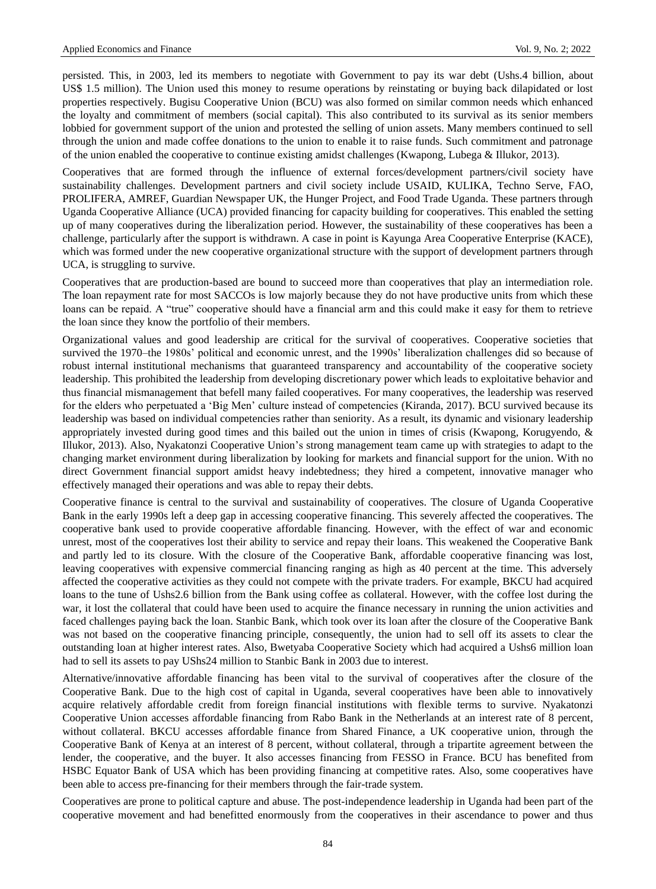persisted. This, in 2003, led its members to negotiate with Government to pay its war debt (Ushs.4 billion, about US$ 1.5 million). The Union used this money to resume operations by reinstating or buying back dilapidated or lost properties respectively. Bugisu Cooperative Union (BCU) was also formed on similar common needs which enhanced the loyalty and commitment of members (social capital). This also contributed to its survival as its senior members lobbied for government support of the union and protested the selling of union assets. Many members continued to sell through the union and made coffee donations to the union to enable it to raise funds. Such commitment and patronage of the union enabled the cooperative to continue existing amidst challenges (Kwapong, Lubega & Illukor, 2013).

Cooperatives that are formed through the influence of external forces/development partners/civil society have sustainability challenges. Development partners and civil society include USAID, KULIKA, Techno Serve, FAO, PROLIFERA, AMREF, Guardian Newspaper UK, the Hunger Project, and Food Trade Uganda. These partners through Uganda Cooperative Alliance (UCA) provided financing for capacity building for cooperatives. This enabled the setting up of many cooperatives during the liberalization period. However, the sustainability of these cooperatives has been a challenge, particularly after the support is withdrawn. A case in point is Kayunga Area Cooperative Enterprise (KACE), which was formed under the new cooperative organizational structure with the support of development partners through UCA, is struggling to survive.

Cooperatives that are production-based are bound to succeed more than cooperatives that play an intermediation role. The loan repayment rate for most SACCOs is low majorly because they do not have productive units from which these loans can be repaid. A "true" cooperative should have a financial arm and this could make it easy for them to retrieve the loan since they know the portfolio of their members.

Organizational values and good leadership are critical for the survival of cooperatives. Cooperative societies that survived the 1970–the 1980s' political and economic unrest, and the 1990s' liberalization challenges did so because of robust internal institutional mechanisms that guaranteed transparency and accountability of the cooperative society leadership. This prohibited the leadership from developing discretionary power which leads to exploitative behavior and thus financial mismanagement that befell many failed cooperatives. For many cooperatives, the leadership was reserved for the elders who perpetuated a 'Big Men' culture instead of competencies (Kiranda, 2017). BCU survived because its leadership was based on individual competencies rather than seniority. As a result, its dynamic and visionary leadership appropriately invested during good times and this bailed out the union in times of crisis (Kwapong, Korugyendo, & Illukor, 2013). Also, Nyakatonzi Cooperative Union's strong management team came up with strategies to adapt to the changing market environment during liberalization by looking for markets and financial support for the union. With no direct Government financial support amidst heavy indebtedness; they hired a competent, innovative manager who effectively managed their operations and was able to repay their debts.

Cooperative finance is central to the survival and sustainability of cooperatives. The closure of Uganda Cooperative Bank in the early 1990s left a deep gap in accessing cooperative financing. This severely affected the cooperatives. The cooperative bank used to provide cooperative affordable financing. However, with the effect of war and economic unrest, most of the cooperatives lost their ability to service and repay their loans. This weakened the Cooperative Bank and partly led to its closure. With the closure of the Cooperative Bank, affordable cooperative financing was lost, leaving cooperatives with expensive commercial financing ranging as high as 40 percent at the time. This adversely affected the cooperative activities as they could not compete with the private traders. For example, BKCU had acquired loans to the tune of Ushs2.6 billion from the Bank using coffee as collateral. However, with the coffee lost during the war, it lost the collateral that could have been used to acquire the finance necessary in running the union activities and faced challenges paying back the loan. Stanbic Bank, which took over its loan after the closure of the Cooperative Bank was not based on the cooperative financing principle, consequently, the union had to sell off its assets to clear the outstanding loan at higher interest rates. Also, Bwetyaba Cooperative Society which had acquired a Ushs6 million loan had to sell its assets to pay UShs24 million to Stanbic Bank in 2003 due to interest.

Alternative/innovative affordable financing has been vital to the survival of cooperatives after the closure of the Cooperative Bank. Due to the high cost of capital in Uganda, several cooperatives have been able to innovatively acquire relatively affordable credit from foreign financial institutions with flexible terms to survive. Nyakatonzi Cooperative Union accesses affordable financing from Rabo Bank in the Netherlands at an interest rate of 8 percent, without collateral. BKCU accesses affordable finance from Shared Finance, a UK cooperative union, through the Cooperative Bank of Kenya at an interest of 8 percent, without collateral, through a tripartite agreement between the lender, the cooperative, and the buyer. It also accesses financing from FESSO in France. BCU has benefited from HSBC Equator Bank of USA which has been providing financing at competitive rates. Also, some cooperatives have been able to access pre-financing for their members through the fair-trade system.

Cooperatives are prone to political capture and abuse. The post-independence leadership in Uganda had been part of the cooperative movement and had benefitted enormously from the cooperatives in their ascendance to power and thus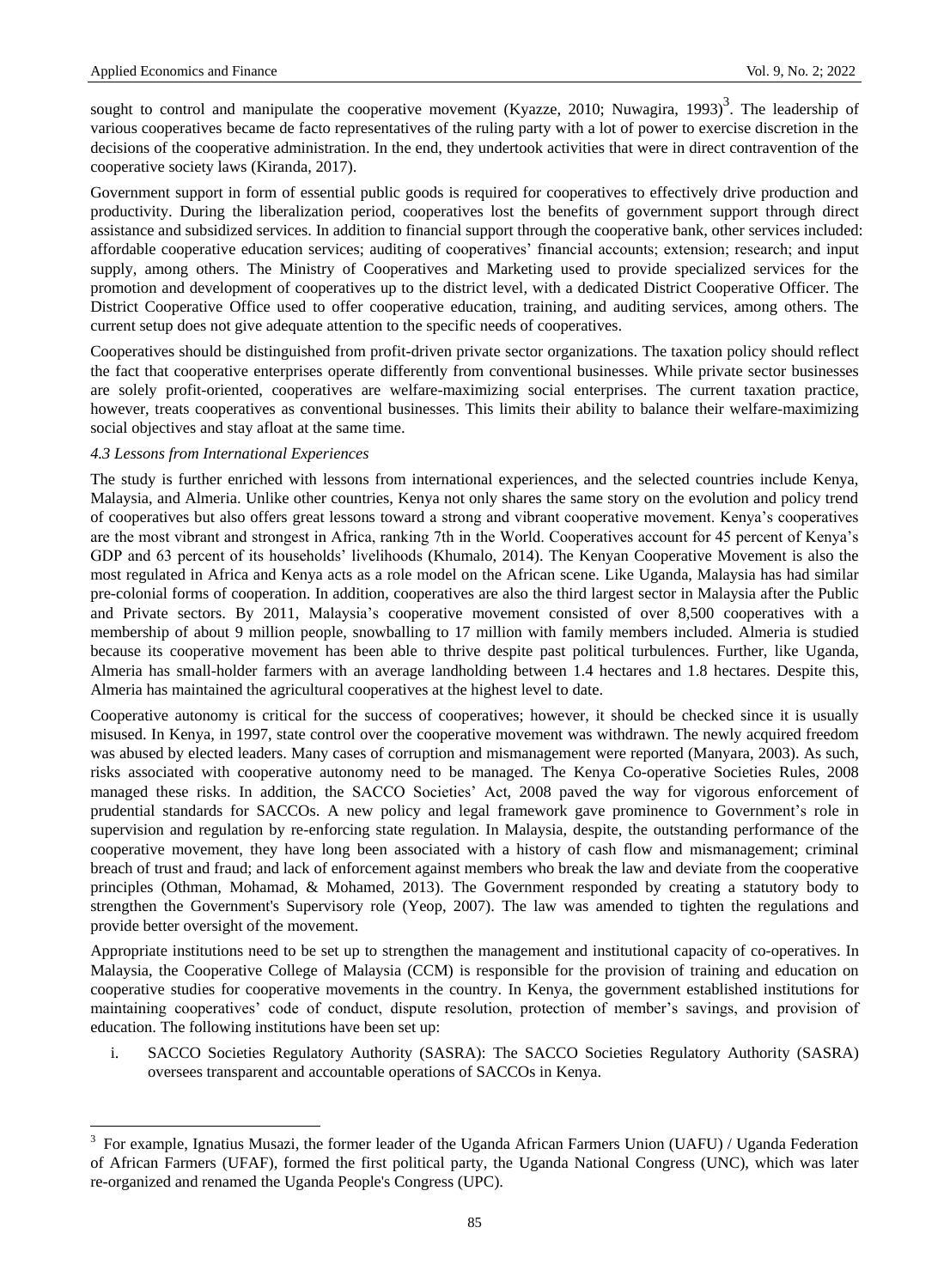sought to control and manipulate the cooperative movement (Kyazze, 2010; Nuwagira, 1993)[3]. The leadership of various cooperatives became de facto representatives of the ruling party with a lot of power to exercise discretion in the decisions of the cooperative administration. In the end, they undertook activities that were in direct contravention of the cooperative society laws (Kiranda, 2017).

Government support in form of essential public goods is required for cooperatives to effectively drive production and productivity. During the liberalization period, cooperatives lost the benefits of government support through direct assistance and subsidized services. In addition to financial support through the cooperative bank, other services included: affordable cooperative education services; auditing of cooperatives' financial accounts; extension; research; and input supply, among others. The Ministry of Cooperatives and Marketing used to provide specialized services for the promotion and development of cooperatives up to the district level, with a dedicated District Cooperative Officer. The District Cooperative Office used to offer cooperative education, training, and auditing services, among others. The current setup does not give adequate attention to the specific needs of cooperatives.

Cooperatives should be distinguished from profit-driven private sector organizations. The taxation policy should reflect the fact that cooperative enterprises operate differently from conventional businesses. While private sector businesses are solely profit-oriented, cooperatives are welfare-maximizing social enterprises. The current taxation practice, however, treats cooperatives as conventional businesses. This limits their ability to balance their welfare-maximizing social objectives and stay afloat at the same time.

### *4.3 Lessons from International Experiences*

The study is further enriched with lessons from international experiences, and the selected countries include Kenya, Malaysia, and Almeria. Unlike other countries, Kenya not only shares the same story on the evolution and policy trend of cooperatives but also offers great lessons toward a strong and vibrant cooperative movement. Kenya's cooperatives are the most vibrant and strongest in Africa, ranking 7th in the World. Cooperatives account for 45 percent of Kenya's GDP and 63 percent of its households' livelihoods (Khumalo, 2014). The Kenyan Cooperative Movement is also the most regulated in Africa and Kenya acts as a role model on the African scene. Like Uganda, Malaysia has had similar pre-colonial forms of cooperation. In addition, cooperatives are also the third largest sector in Malaysia after the Public and Private sectors. By 2011, Malaysia's cooperative movement consisted of over 8,500 cooperatives with a membership of about 9 million people, snowballing to 17 million with family members included. Almeria is studied because its cooperative movement has been able to thrive despite past political turbulences. Further, like Uganda, Almeria has small-holder farmers with an average landholding between 1.4 hectares and 1.8 hectares. Despite this, Almeria has maintained the agricultural cooperatives at the highest level to date.

Cooperative autonomy is critical for the success of cooperatives; however, it should be checked since it is usually misused. In Kenya, in 1997, state control over the cooperative movement was withdrawn. The newly acquired freedom was abused by elected leaders. Many cases of corruption and mismanagement were reported (Manyara, 2003). As such, risks associated with cooperative autonomy need to be managed. The Kenya Co-operative Societies Rules, 2008 managed these risks. In addition, the SACCO Societies' Act, 2008 paved the way for vigorous enforcement of prudential standards for SACCOs. A new policy and legal framework gave prominence to Government's role in supervision and regulation by re-enforcing state regulation. In Malaysia, despite, the outstanding performance of the cooperative movement, they have long been associated with a history of cash flow and mismanagement; criminal breach of trust and fraud; and lack of enforcement against members who break the law and deviate from the cooperative principles (Othman, Mohamad, & Mohamed, 2013). The Government responded by creating a statutory body to strengthen the Government's Supervisory role (Yeop, 2007). The law was amended to tighten the regulations and provide better oversight of the movement.

Appropriate institutions need to be set up to strengthen the management and institutional capacity of co-operatives. In Malaysia, the Cooperative College of Malaysia (CCM) is responsible for the provision of training and education on cooperative studies for cooperative movements in the country. In Kenya, the government established institutions for maintaining cooperatives' code of conduct, dispute resolution, protection of member's savings, and provision of education. The following institutions have been set up:

i. SACCO Societies Regulatory Authority (SASRA): The SACCO Societies Regulatory Authority (SASRA) oversees transparent and accountable operations of SACCOs in Kenya.

---

[3] For example, Ignatius Musazi, the former leader of the Uganda African Farmers Union (UAFU) / Uganda Federation of African Farmers (UFAF), formed the first political party, the Uganda National Congress (UNC), which was later re-organized and renamed the Uganda People's Congress (UPC).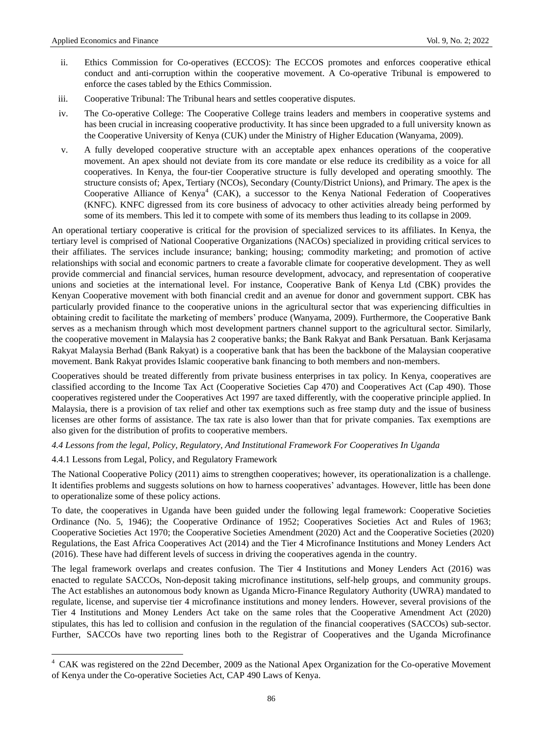ii. Ethics Commission for Co-operatives (ECCOS): The ECCOS promotes and enforces cooperative ethical conduct and anti-corruption within the cooperative movement. A Co-operative Tribunal is empowered to enforce the cases tabled by the Ethics Commission.

iii. Cooperative Tribunal: The Tribunal hears and settles cooperative disputes.

iv. The Co-operative College: The Cooperative College trains leaders and members in cooperative systems and has been crucial in increasing cooperative productivity. It has since been upgraded to a full university known as the Cooperative University of Kenya (CUK) under the Ministry of Higher Education (Wanyama, 2009).

v. A fully developed cooperative structure with an acceptable apex enhances operations of the cooperative movement. An apex should not deviate from its core mandate or else reduce its credibility as a voice for all cooperatives. In Kenya, the four-tier Cooperative structure is fully developed and operating smoothly. The structure consists of; Apex, Tertiary (NCOs), Secondary (County/District Unions), and Primary. The apex is the Cooperative Alliance of Kenya[4] (CAK), a successor to the Kenya National Federation of Cooperatives (KNFC). KNFC digressed from its core business of advocacy to other activities already being performed by some of its members. This led it to compete with some of its members thus leading to its collapse in 2009.

An operational tertiary cooperative is critical for the provision of specialized services to its affiliates. In Kenya, the tertiary level is comprised of National Cooperative Organizations (NACOs) specialized in providing critical services to their affiliates. The services include insurance; banking; housing; commodity marketing; and promotion of active relationships with social and economic partners to create a favorable climate for cooperative development. They as well provide commercial and financial services, human resource development, advocacy, and representation of cooperative unions and societies at the international level. For instance, Cooperative Bank of Kenya Ltd (CBK) provides the Kenyan Cooperative movement with both financial credit and an avenue for donor and government support. CBK has particularly provided finance to the cooperative unions in the agricultural sector that was experiencing difficulties in obtaining credit to facilitate the marketing of members' produce (Wanyama, 2009). Furthermore, the Cooperative Bank serves as a mechanism through which most development partners channel support to the agricultural sector. Similarly, the cooperative movement in Malaysia has 2 cooperative banks; the Bank Rakyat and Bank Persatuan. Bank Kerjasama Rakyat Malaysia Berhad (Bank Rakyat) is a cooperative bank that has been the backbone of the Malaysian cooperative movement. Bank Rakyat provides Islamic cooperative bank financing to both members and non-members.

Cooperatives should be treated differently from private business enterprises in tax policy. In Kenya, cooperatives are classified according to the Income Tax Act (Cooperative Societies Cap 470) and Cooperatives Act (Cap 490). Those cooperatives registered under the Cooperatives Act 1997 are taxed differently, with the cooperative principle applied. In Malaysia, there is a provision of tax relief and other tax exemptions such as free stamp duty and the issue of business licenses are other forms of assistance. The tax rate is also lower than that for private companies. Tax exemptions are also given for the distribution of profits to cooperative members.

### *4.4 Lessons from the legal, Policy, Regulatory, And Institutional Framework For Cooperatives In Uganda*

#### 4.4.1 Lessons from Legal, Policy, and Regulatory Framework

The National Cooperative Policy (2011) aims to strengthen cooperatives; however, its operationalization is a challenge. It identifies problems and suggests solutions on how to harness cooperatives' advantages. However, little has been done to operationalize some of these policy actions.

To date, the cooperatives in Uganda have been guided under the following legal framework: Cooperative Societies Ordinance (No. 5, 1946); the Cooperative Ordinance of 1952; Cooperatives Societies Act and Rules of 1963; Cooperative Societies Act 1970; the Cooperative Societies Amendment (2020) Act and the Cooperative Societies (2020) Regulations, the East Africa Cooperatives Act (2014) and the Tier 4 Microfinance Institutions and Money Lenders Act (2016). These have had different levels of success in driving the cooperatives agenda in the country.

The legal framework overlaps and creates confusion. The Tier 4 Institutions and Money Lenders Act (2016) was enacted to regulate SACCOs, Non-deposit taking microfinance institutions, self-help groups, and community groups. The Act establishes an autonomous body known as Uganda Micro-Finance Regulatory Authority (UWRA) mandated to regulate, license, and supervise tier 4 microfinance institutions and money lenders. However, several provisions of the Tier 4 Institutions and Money Lenders Act take on the same roles that the Cooperative Amendment Act (2020) stipulates, this has led to collision and confusion in the regulation of the financial cooperatives (SACCOs) sub-sector. Further, SACCOs have two reporting lines both to the Registrar of Cooperatives and the Uganda Microfinance

[4] CAK was registered on the 22nd December, 2009 as the National Apex Organization for the Co-operative Movement of Kenya under the Co-operative Societies Act, CAP 490 Laws of Kenya.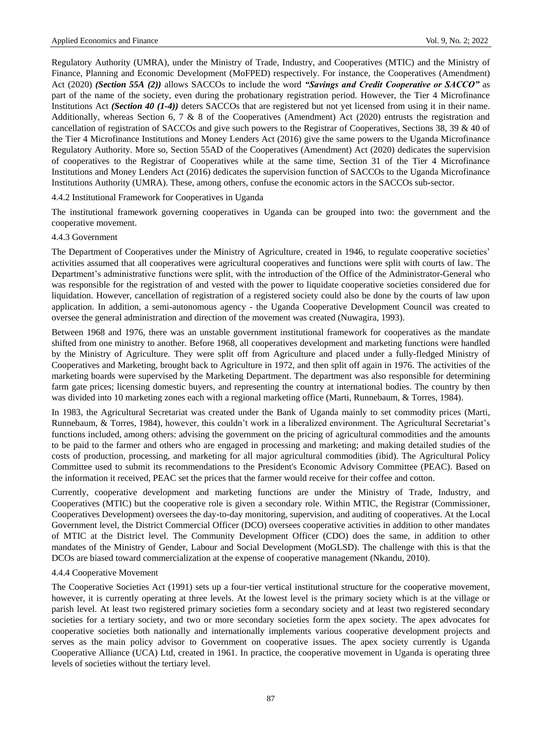Regulatory Authority (UMRA), under the Ministry of Trade, Industry, and Cooperatives (MTIC) and the Ministry of Finance, Planning and Economic Development (MoFPED) respectively. For instance, the Cooperatives (Amendment) Act (2020) ***(Section 55A (2))*** allows SACCOs to include the word ***"Savings and Credit Cooperative or SACCO"*** as part of the name of the society, even during the probationary registration period. However, the Tier 4 Microfinance Institutions Act ***(Section 40 (1-4))*** deters SACCOs that are registered but not yet licensed from using it in their name. Additionally, whereas Section 6, 7 & 8 of the Cooperatives (Amendment) Act (2020) entrusts the registration and cancellation of registration of SACCOs and give such powers to the Registrar of Cooperatives, Sections 38, 39 & 40 of the Tier 4 Microfinance Institutions and Money Lenders Act (2016) give the same powers to the Uganda Microfinance Regulatory Authority. More so, Section 55AD of the Cooperatives (Amendment) Act (2020) dedicates the supervision of cooperatives to the Registrar of Cooperatives while at the same time, Section 31 of the Tier 4 Microfinance Institutions and Money Lenders Act (2016) dedicates the supervision function of SACCOs to the Uganda Microfinance Institutions Authority (UMRA). These, among others, confuse the economic actors in the SACCOs sub-sector.

#### 4.4.2 Institutional Framework for Cooperatives in Uganda

The institutional framework governing cooperatives in Uganda can be grouped into two: the government and the cooperative movement.

#### 4.4.3 Government

The Department of Cooperatives under the Ministry of Agriculture, created in 1946, to regulate cooperative societies' activities assumed that all cooperatives were agricultural cooperatives and functions were split with courts of law. The Department's administrative functions were split, with the introduction of the Office of the Administrator-General who was responsible for the registration of and vested with the power to liquidate cooperative societies considered due for liquidation. However, cancellation of registration of a registered society could also be done by the courts of law upon application. In addition, a semi-autonomous agency - the Uganda Cooperative Development Council was created to oversee the general administration and direction of the movement was created (Nuwagira, 1993).

Between 1968 and 1976, there was an unstable government institutional framework for cooperatives as the mandate shifted from one ministry to another. Before 1968, all cooperatives development and marketing functions were handled by the Ministry of Agriculture. They were split off from Agriculture and placed under a fully-fledged Ministry of Cooperatives and Marketing, brought back to Agriculture in 1972, and then split off again in 1976. The activities of the marketing boards were supervised by the Marketing Department. The department was also responsible for determining farm gate prices; licensing domestic buyers, and representing the country at international bodies. The country by then was divided into 10 marketing zones each with a regional marketing office (Marti, Runnebaum, & Torres, 1984).

In 1983, the Agricultural Secretariat was created under the Bank of Uganda mainly to set commodity prices (Marti, Runnebaum, & Torres, 1984), however, this couldn't work in a liberalized environment. The Agricultural Secretariat's functions included, among others: advising the government on the pricing of agricultural commodities and the amounts to be paid to the farmer and others who are engaged in processing and marketing; and making detailed studies of the costs of production, processing, and marketing for all major agricultural commodities (ibid). The Agricultural Policy Committee used to submit its recommendations to the President's Economic Advisory Committee (PEAC). Based on the information it received, PEAC set the prices that the farmer would receive for their coffee and cotton.

Currently, cooperative development and marketing functions are under the Ministry of Trade, Industry, and Cooperatives (MTIC) but the cooperative role is given a secondary role. Within MTIC, the Registrar (Commissioner, Cooperatives Development) oversees the day-to-day monitoring, supervision, and auditing of cooperatives. At the Local Government level, the District Commercial Officer (DCO) oversees cooperative activities in addition to other mandates of MTIC at the District level. The Community Development Officer (CDO) does the same, in addition to other mandates of the Ministry of Gender, Labour and Social Development (MoGLSD). The challenge with this is that the DCOs are biased toward commercialization at the expense of cooperative management (Nkandu, 2010).

#### 4.4.4 Cooperative Movement

The Cooperative Societies Act (1991) sets up a four-tier vertical institutional structure for the cooperative movement, however, it is currently operating at three levels. At the lowest level is the primary society which is at the village or parish level. At least two registered primary societies form a secondary society and at least two registered secondary societies for a tertiary society, and two or more secondary societies form the apex society. The apex advocates for cooperative societies both nationally and internationally implements various cooperative development projects and serves as the main policy advisor to Government on cooperative issues. The apex society currently is Uganda Cooperative Alliance (UCA) Ltd, created in 1961. In practice, the cooperative movement in Uganda is operating three levels of societies without the tertiary level.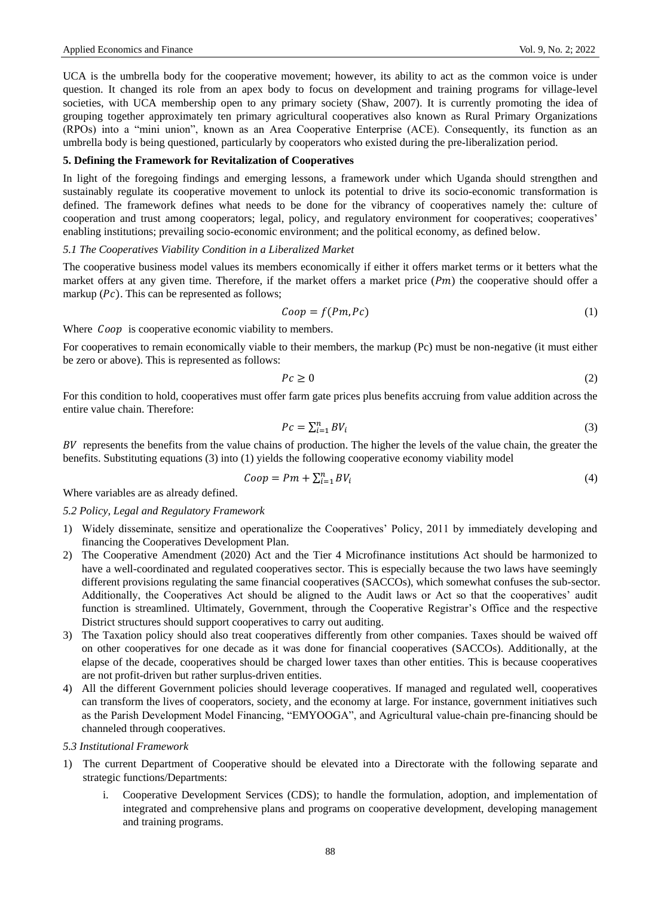UCA is the umbrella body for the cooperative movement; however, its ability to act as the common voice is under question. It changed its role from an apex body to focus on development and training programs for village-level societies, with UCA membership open to any primary society (Shaw, 2007). It is currently promoting the idea of grouping together approximately ten primary agricultural cooperatives also known as Rural Primary Organizations (RPOs) into a "mini union", known as an Area Cooperative Enterprise (ACE). Consequently, its function as an umbrella body is being questioned, particularly by cooperators who existed during the pre-liberalization period.

## 5. Defining the Framework for Revitalization of Cooperatives

In light of the foregoing findings and emerging lessons, a framework under which Uganda should strengthen and sustainably regulate its cooperative movement to unlock its potential to drive its socio-economic transformation is defined. The framework defines what needs to be done for the vibrancy of cooperatives namely the: culture of cooperation and trust among cooperators; legal, policy, and regulatory environment for cooperatives; cooperatives' enabling institutions; prevailing socio-economic environment; and the political economy, as defined below.

### *5.1 The Cooperatives Viability Condition in a Liberalized Market*

The cooperative business model values its members economically if either it offers market terms or it betters what the market offers at any given time. Therefore, if the market offers a market price ($Pm$) the cooperative should offer a markup ($Pc$). This can be represented as follows;

$$Coop = f(Pm, Pc) \tag{1}$$

Where $Coop$ is cooperative economic viability to members.

For cooperatives to remain economically viable to their members, the markup (Pc) must be non-negative (it must either be zero or above). This is represented as follows:

$$Pc \geq 0 \tag{2}$$

For this condition to hold, cooperatives must offer farm gate prices plus benefits accruing from value addition across the entire value chain. Therefore:

$$Pc = \sum_{i=1}^{n} BV_i \tag{3}$$

$BV$ represents the benefits from the value chains of production. The higher the levels of the value chain, the greater the benefits. Substituting equations (3) into (1) yields the following cooperative economy viability model

$$Coop = Pm + \sum_{i=1}^{n} BV_i \tag{4}$$

Where variables are as already defined.

### *5.2 Policy, Legal and Regulatory Framework*

1) Widely disseminate, sensitize and operationalize the Cooperatives' Policy, 2011 by immediately developing and financing the Cooperatives Development Plan.
2) The Cooperative Amendment (2020) Act and the Tier 4 Microfinance institutions Act should be harmonized to have a well-coordinated and regulated cooperatives sector. This is especially because the two laws have seemingly different provisions regulating the same financial cooperatives (SACCOs), which somewhat confuses the sub-sector. Additionally, the Cooperatives Act should be aligned to the Audit laws or Act so that the cooperatives' audit function is streamlined. Ultimately, Government, through the Cooperative Registrar's Office and the respective District structures should support cooperatives to carry out auditing.
3) The Taxation policy should also treat cooperatives differently from other companies. Taxes should be waived off on other cooperatives for one decade as it was done for financial cooperatives (SACCOs). Additionally, at the elapse of the decade, cooperatives should be charged lower taxes than other entities. This is because cooperatives are not profit-driven but rather surplus-driven entities.
4) All the different Government policies should leverage cooperatives. If managed and regulated well, cooperatives can transform the lives of cooperators, society, and the economy at large. For instance, government initiatives such as the Parish Development Model Financing, "EMYOOGA", and Agricultural value-chain pre-financing should be channeled through cooperatives.

### *5.3 Institutional Framework*

1) The current Department of Cooperative should be elevated into a Directorate with the following separate and strategic functions/Departments:
   i. Cooperative Development Services (CDS); to handle the formulation, adoption, and implementation of integrated and comprehensive plans and programs on cooperative development, developing management and training programs.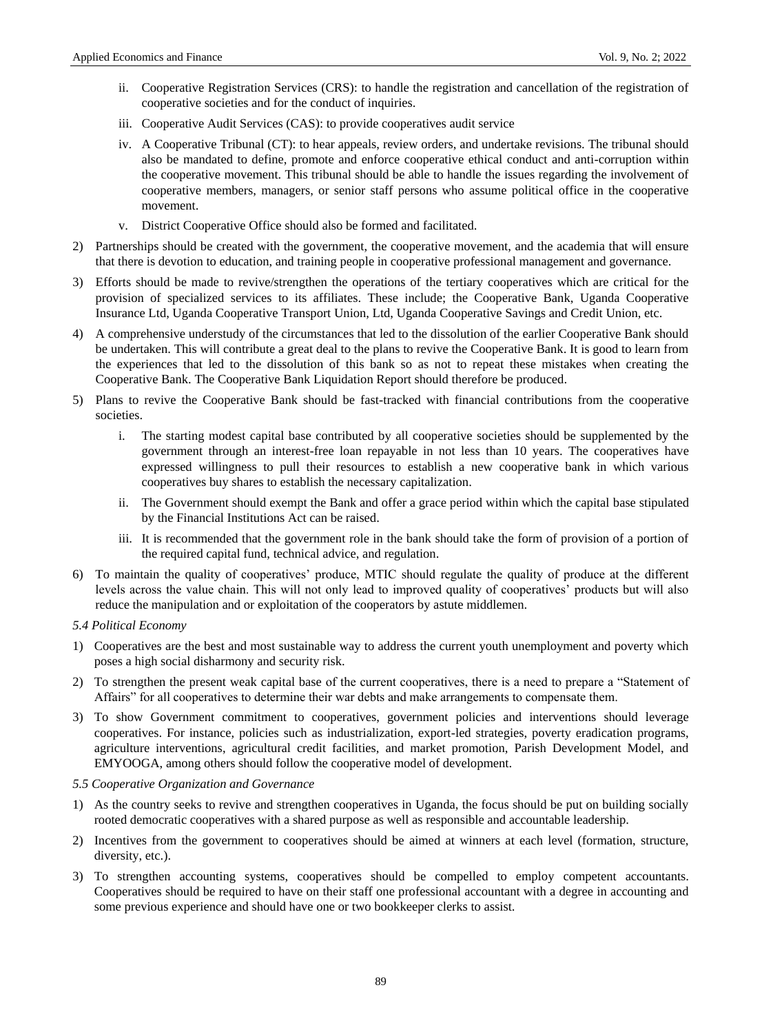ii. Cooperative Registration Services (CRS): to handle the registration and cancellation of the registration of cooperative societies and for the conduct of inquiries.

iii. Cooperative Audit Services (CAS): to provide cooperatives audit service

iv. A Cooperative Tribunal (CT): to hear appeals, review orders, and undertake revisions. The tribunal should also be mandated to define, promote and enforce cooperative ethical conduct and anti-corruption within the cooperative movement. This tribunal should be able to handle the issues regarding the involvement of cooperative members, managers, or senior staff persons who assume political office in the cooperative movement.

v. District Cooperative Office should also be formed and facilitated.

2) Partnerships should be created with the government, the cooperative movement, and the academia that will ensure that there is devotion to education, and training people in cooperative professional management and governance.

3) Efforts should be made to revive/strengthen the operations of the tertiary cooperatives which are critical for the provision of specialized services to its affiliates. These include; the Cooperative Bank, Uganda Cooperative Insurance Ltd, Uganda Cooperative Transport Union, Ltd, Uganda Cooperative Savings and Credit Union, etc.

4) A comprehensive understudy of the circumstances that led to the dissolution of the earlier Cooperative Bank should be undertaken. This will contribute a great deal to the plans to revive the Cooperative Bank. It is good to learn from the experiences that led to the dissolution of this bank so as not to repeat these mistakes when creating the Cooperative Bank. The Cooperative Bank Liquidation Report should therefore be produced.

5) Plans to revive the Cooperative Bank should be fast-tracked with financial contributions from the cooperative societies.

   i. The starting modest capital base contributed by all cooperative societies should be supplemented by the government through an interest-free loan repayable in not less than 10 years. The cooperatives have expressed willingness to pull their resources to establish a new cooperative bank in which various cooperatives buy shares to establish the necessary capitalization.

   ii. The Government should exempt the Bank and offer a grace period within which the capital base stipulated by the Financial Institutions Act can be raised.

   iii. It is recommended that the government role in the bank should take the form of provision of a portion of the required capital fund, technical advice, and regulation.

6) To maintain the quality of cooperatives' produce, MTIC should regulate the quality of produce at the different levels across the value chain. This will not only lead to improved quality of cooperatives' products but will also reduce the manipulation and or exploitation of the cooperators by astute middlemen.

*5.4 Political Economy*

1) Cooperatives are the best and most sustainable way to address the current youth unemployment and poverty which poses a high social disharmony and security risk.

2) To strengthen the present weak capital base of the current cooperatives, there is a need to prepare a "Statement of Affairs" for all cooperatives to determine their war debts and make arrangements to compensate them.

3) To show Government commitment to cooperatives, government policies and interventions should leverage cooperatives. For instance, policies such as industrialization, export-led strategies, poverty eradication programs, agriculture interventions, agricultural credit facilities, and market promotion, Parish Development Model, and EMYOOGA, among others should follow the cooperative model of development.

*5.5 Cooperative Organization and Governance*

1) As the country seeks to revive and strengthen cooperatives in Uganda, the focus should be put on building socially rooted democratic cooperatives with a shared purpose as well as responsible and accountable leadership.

2) Incentives from the government to cooperatives should be aimed at winners at each level (formation, structure, diversity, etc.).

3) To strengthen accounting systems, cooperatives should be compelled to employ competent accountants. Cooperatives should be required to have on their staff one professional accountant with a degree in accounting and some previous experience and should have one or two bookkeeper clerks to assist.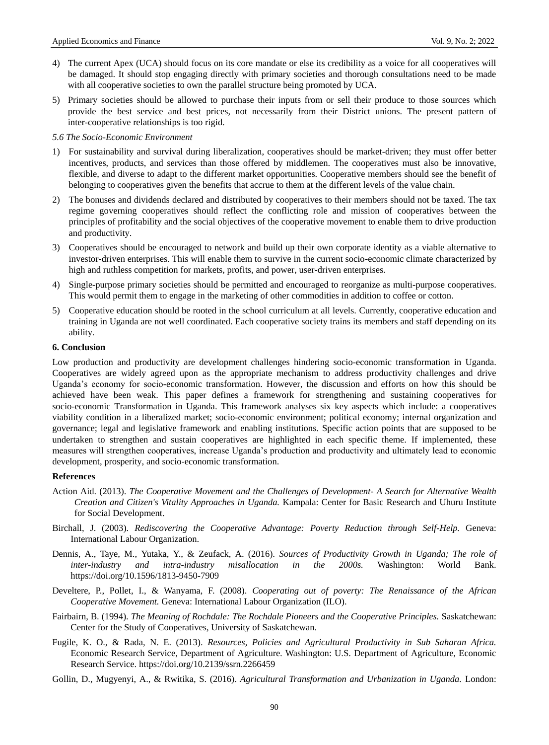4) The current Apex (UCA) should focus on its core mandate or else its credibility as a voice for all cooperatives will be damaged. It should stop engaging directly with primary societies and thorough consultations need to be made with all cooperative societies to own the parallel structure being promoted by UCA.

5) Primary societies should be allowed to purchase their inputs from or sell their produce to those sources which provide the best service and best prices, not necessarily from their District unions. The present pattern of inter-cooperative relationships is too rigid.

*5.6 The Socio-Economic Environment*

1) For sustainability and survival during liberalization, cooperatives should be market-driven; they must offer better incentives, products, and services than those offered by middlemen. The cooperatives must also be innovative, flexible, and diverse to adapt to the different market opportunities. Cooperative members should see the benefit of belonging to cooperatives given the benefits that accrue to them at the different levels of the value chain.

2) The bonuses and dividends declared and distributed by cooperatives to their members should not be taxed. The tax regime governing cooperatives should reflect the conflicting role and mission of cooperatives between the principles of profitability and the social objectives of the cooperative movement to enable them to drive production and productivity.

3) Cooperatives should be encouraged to network and build up their own corporate identity as a viable alternative to investor-driven enterprises. This will enable them to survive in the current socio-economic climate characterized by high and ruthless competition for markets, profits, and power, user-driven enterprises.

4) Single-purpose primary societies should be permitted and encouraged to reorganize as multi-purpose cooperatives. This would permit them to engage in the marketing of other commodities in addition to coffee or cotton.

5) Cooperative education should be rooted in the school curriculum at all levels. Currently, cooperative education and training in Uganda are not well coordinated. Each cooperative society trains its members and staff depending on its ability.

## 6. Conclusion

Low production and productivity are development challenges hindering socio-economic transformation in Uganda. Cooperatives are widely agreed upon as the appropriate mechanism to address productivity challenges and drive Uganda's economy for socio-economic transformation. However, the discussion and efforts on how this should be achieved have been weak. This paper defines a framework for strengthening and sustaining cooperatives for socio-economic Transformation in Uganda. This framework analyses six key aspects which include: a cooperatives viability condition in a liberalized market; socio-economic environment; political economy; internal organization and governance; legal and legislative framework and enabling institutions. Specific action points that are supposed to be undertaken to strengthen and sustain cooperatives are highlighted in each specific theme. If implemented, these measures will strengthen cooperatives, increase Uganda's production and productivity and ultimately lead to economic development, prosperity, and socio-economic transformation.

## References

Action Aid. (2013). *The Cooperative Movement and the Challenges of Development- A Search for Alternative Wealth Creation and Citizen's Vitality Approaches in Uganda.* Kampala: Center for Basic Research and Uhuru Institute for Social Development.

Birchall, J. (2003). *Rediscovering the Cooperative Advantage: Poverty Reduction through Self-Help.* Geneva: International Labour Organization.

Dennis, A., Taye, M., Yutaka, Y., & Zeufack, A. (2016). *Sources of Productivity Growth in Uganda; The role of inter-industry and intra-industry misallocation in the 2000s.* Washington: World Bank. https://doi.org/10.1596/1813-9450-7909

Develtere, P., Pollet, I., & Wanyama, F. (2008). *Cooperating out of poverty: The Renaissance of the African Cooperative Movement.* Geneva: International Labour Organization (ILO).

Fairbairn, B. (1994). *The Meaning of Rochdale: The Rochdale Pioneers and the Cooperative Principles.* Saskatchewan: Center for the Study of Cooperatives, University of Saskatchewan.

Fugile, K. O., & Rada, N. E. (2013). *Resources, Policies and Agricultural Productivity in Sub Saharan Africa.* Economic Research Service, Department of Agriculture. Washington: U.S. Department of Agriculture, Economic Research Service. https://doi.org/10.2139/ssrn.2266459

Gollin, D., Mugyenyi, A., & Rwitika, S. (2016). *Agricultural Transformation and Urbanization in Uganda.* London: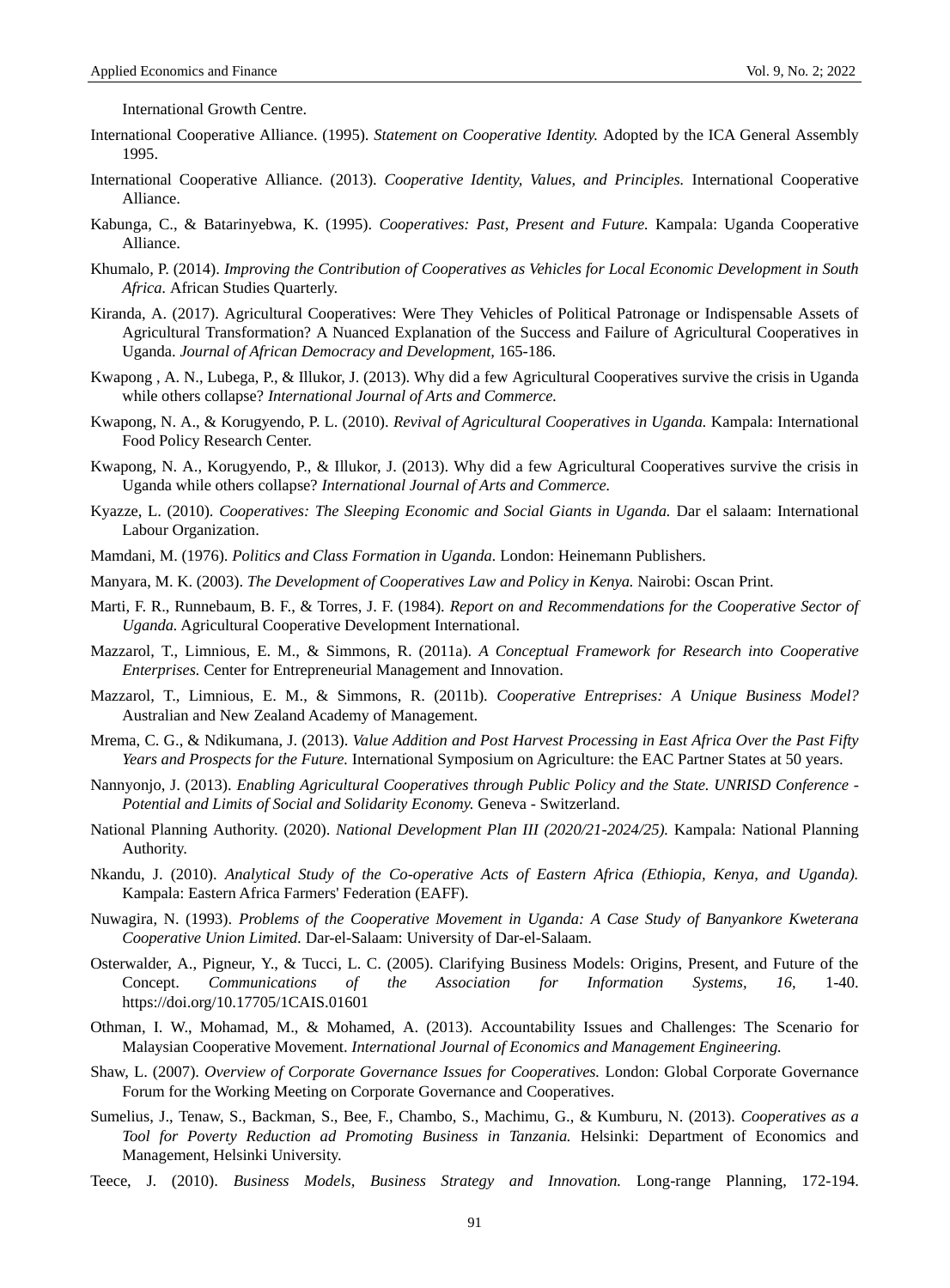International Growth Centre.

International Cooperative Alliance. (1995). *Statement on Cooperative Identity.* Adopted by the ICA General Assembly 1995.

International Cooperative Alliance. (2013). *Cooperative Identity, Values, and Principles.* International Cooperative Alliance.

Kabunga, C., & Batarinyebwa, K. (1995). *Cooperatives: Past, Present and Future.* Kampala: Uganda Cooperative Alliance.

Khumalo, P. (2014). *Improving the Contribution of Cooperatives as Vehicles for Local Economic Development in South Africa.* African Studies Quarterly.

Kiranda, A. (2017). Agricultural Cooperatives: Were They Vehicles of Political Patronage or Indispensable Assets of Agricultural Transformation? A Nuanced Explanation of the Success and Failure of Agricultural Cooperatives in Uganda. *Journal of African Democracy and Development,* 165-186.

Kwapong , A. N., Lubega, P., & Illukor, J. (2013). Why did a few Agricultural Cooperatives survive the crisis in Uganda while others collapse? *International Journal of Arts and Commerce.*

Kwapong, N. A., & Korugyendo, P. L. (2010). *Revival of Agricultural Cooperatives in Uganda.* Kampala: International Food Policy Research Center.

Kwapong, N. A., Korugyendo, P., & Illukor, J. (2013). Why did a few Agricultural Cooperatives survive the crisis in Uganda while others collapse? *International Journal of Arts and Commerce.*

Kyazze, L. (2010). *Cooperatives: The Sleeping Economic and Social Giants in Uganda.* Dar el salaam: International Labour Organization.

Mamdani, M. (1976). *Politics and Class Formation in Uganda.* London: Heinemann Publishers.

Manyara, M. K. (2003). *The Development of Cooperatives Law and Policy in Kenya.* Nairobi: Oscan Print.

Marti, F. R., Runnebaum, B. F., & Torres, J. F. (1984). *Report on and Recommendations for the Cooperative Sector of Uganda.* Agricultural Cooperative Development International.

Mazzarol, T., Limnious, E. M., & Simmons, R. (2011a). *A Conceptual Framework for Research into Cooperative Enterprises.* Center for Entrepreneurial Management and Innovation.

Mazzarol, T., Limnious, E. M., & Simmons, R. (2011b). *Cooperative Entreprises: A Unique Business Model?* Australian and New Zealand Academy of Management.

Mrema, C. G., & Ndikumana, J. (2013). *Value Addition and Post Harvest Processing in East Africa Over the Past Fifty Years and Prospects for the Future.* International Symposium on Agriculture: the EAC Partner States at 50 years.

Nannyonjo, J. (2013). *Enabling Agricultural Cooperatives through Public Policy and the State. UNRISD Conference - Potential and Limits of Social and Solidarity Economy.* Geneva - Switzerland.

National Planning Authority. (2020). *National Development Plan III (2020/21-2024/25).* Kampala: National Planning Authority.

Nkandu, J. (2010). *Analytical Study of the Co-operative Acts of Eastern Africa (Ethiopia, Kenya, and Uganda).* Kampala: Eastern Africa Farmers' Federation (EAFF).

Nuwagira, N. (1993). *Problems of the Cooperative Movement in Uganda: A Case Study of Banyankore Kweterana Cooperative Union Limited.* Dar-el-Salaam: University of Dar-el-Salaam.

Osterwalder, A., Pigneur, Y., & Tucci, L. C. (2005). Clarifying Business Models: Origins, Present, and Future of the Concept. *Communications of the Association for Information Systems, 16,* 1-40. https://doi.org/10.17705/1CAIS.01601

Othman, I. W., Mohamad, M., & Mohamed, A. (2013). Accountability Issues and Challenges: The Scenario for Malaysian Cooperative Movement. *International Journal of Economics and Management Engineering.*

Shaw, L. (2007). *Overview of Corporate Governance Issues for Cooperatives.* London: Global Corporate Governance Forum for the Working Meeting on Corporate Governance and Cooperatives.

Sumelius, J., Tenaw, S., Backman, S., Bee, F., Chambo, S., Machimu, G., & Kumburu, N. (2013). *Cooperatives as a Tool for Poverty Reduction ad Promoting Business in Tanzania.* Helsinki: Department of Economics and Management, Helsinki University.

Teece, J. (2010). *Business Models, Business Strategy and Innovation.* Long-range Planning, 172-194.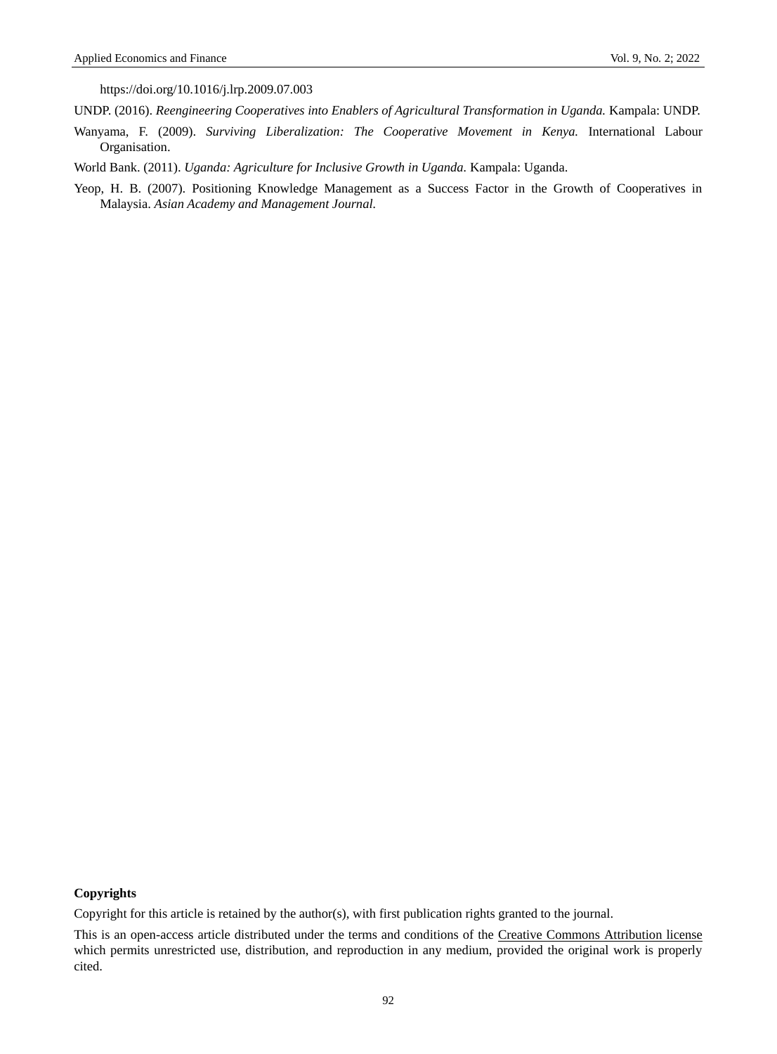https://doi.org/10.1016/j.lrp.2009.07.003

UNDP. (2016). *Reengineering Cooperatives into Enablers of Agricultural Transformation in Uganda.* Kampala: UNDP.

Wanyama, F. (2009). *Surviving Liberalization: The Cooperative Movement in Kenya.* International Labour Organisation.

World Bank. (2011). *Uganda: Agriculture for Inclusive Growth in Uganda.* Kampala: Uganda.

Yeop, H. B. (2007). Positioning Knowledge Management as a Success Factor in the Growth of Cooperatives in Malaysia. *Asian Academy and Management Journal.*

**Copyrights**

Copyright for this article is retained by the author(s), with first publication rights granted to the journal.

This is an open-access article distributed under the terms and conditions of the Creative Commons Attribution license which permits unrestricted use, distribution, and reproduction in any medium, provided the original work is properly cited.